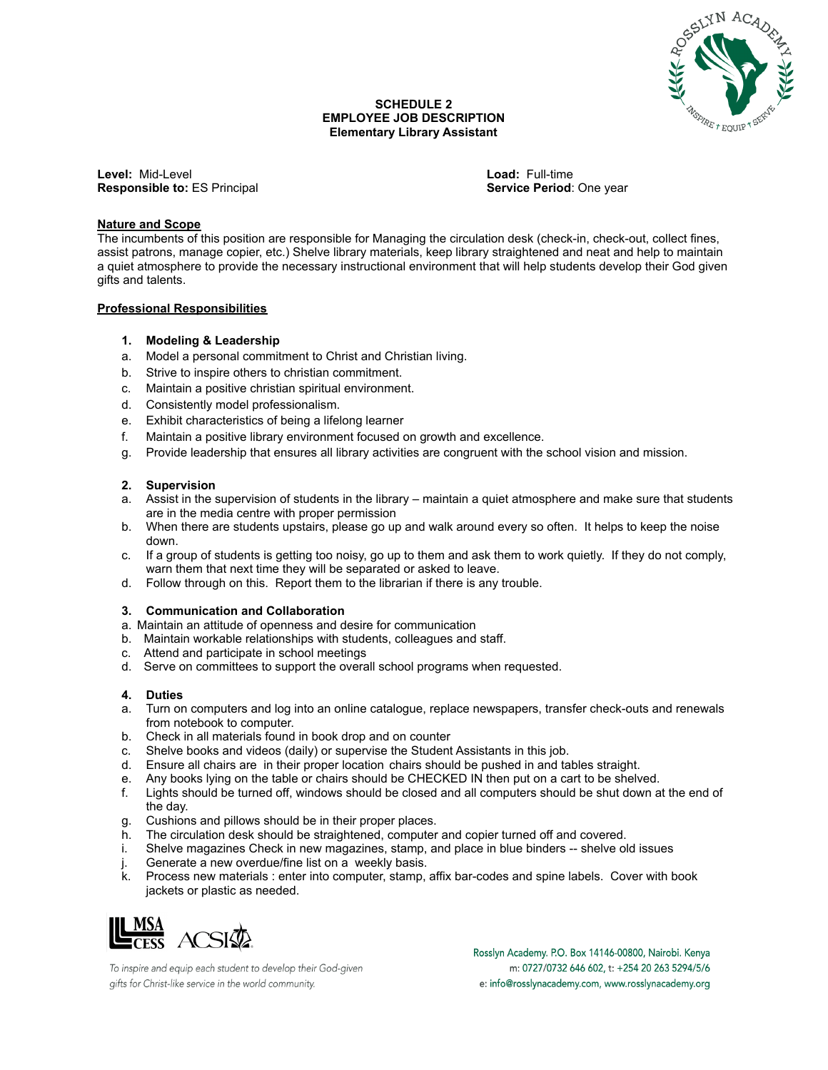# SCHEDULE 2
## EMPLOYEE JOB DESCRIPTION
### Elementary Library Assistant

**Level:** Mid-Level
**Responsible to:** ES Principal

**Load:** Full-time
**Service Period**: One year

**Nature and Scope**

The incumbents of this position are responsible for Managing the circulation desk (check-in, check-out, collect fines, assist patrons, manage copier, etc.) Shelve library materials, keep library straightened and neat and help to maintain a quiet atmosphere to provide the necessary instructional environment that will help students develop their God given gifts and talents.

**Professional Responsibilities**

**1. Modeling & Leadership**

a. Model a personal commitment to Christ and Christian living.
b. Strive to inspire others to christian commitment.
c. Maintain a positive christian spiritual environment.
d. Consistently model professionalism.
e. Exhibit characteristics of being a lifelong learner
f. Maintain a positive library environment focused on growth and excellence.
g. Provide leadership that ensures all library activities are congruent with the school vision and mission.

**2. Supervision**

a. Assist in the supervision of students in the library – maintain a quiet atmosphere and make sure that students are in the media centre with proper permission
b. When there are students upstairs, please go up and walk around every so often. It helps to keep the noise down.
c. If a group of students is getting too noisy, go up to them and ask them to work quietly. If they do not comply, warn them that next time they will be separated or asked to leave.
d. Follow through on this. Report them to the librarian if there is any trouble.

**3. Communication and Collaboration**

a. Maintain an attitude of openness and desire for communication
b. Maintain workable relationships with students, colleagues and staff.
c. Attend and participate in school meetings
d. Serve on committees to support the overall school programs when requested.

**4. Duties**

a. Turn on computers and log into an online catalogue, replace newspapers, transfer check-outs and renewals from notebook to computer.
b. Check in all materials found in book drop and on counter
c. Shelve books and videos (daily) or supervise the Student Assistants in this job.
d. Ensure all chairs are in their proper location chairs should be pushed in and tables straight.
e. Any books lying on the table or chairs should be CHECKED IN then put on a cart to be shelved.
f. Lights should be turned off, windows should be closed and all computers should be shut down at the end of the day.
g. Cushions and pillows should be in their proper places.
h. The circulation desk should be straightened, computer and copier turned off and covered.
i. Shelve magazines Check in new magazines, stamp, and place in blue binders -- shelve old issues
j. Generate a new overdue/fine list on a weekly basis.
k. Process new materials : enter into computer, stamp, affix bar-codes and spine labels. Cover with book jackets or plastic as needed.

*To inspire and equip each student to develop their God-given gifts for Christ-like service in the world community.*

Rosslyn Academy. P.O. Box 14146-00800, Nairobi. Kenya
m: 0727/0732 646 602, t: +254 20 263 5294/5/6
e: info@rosslynacademy.com, www.rosslynacademy.org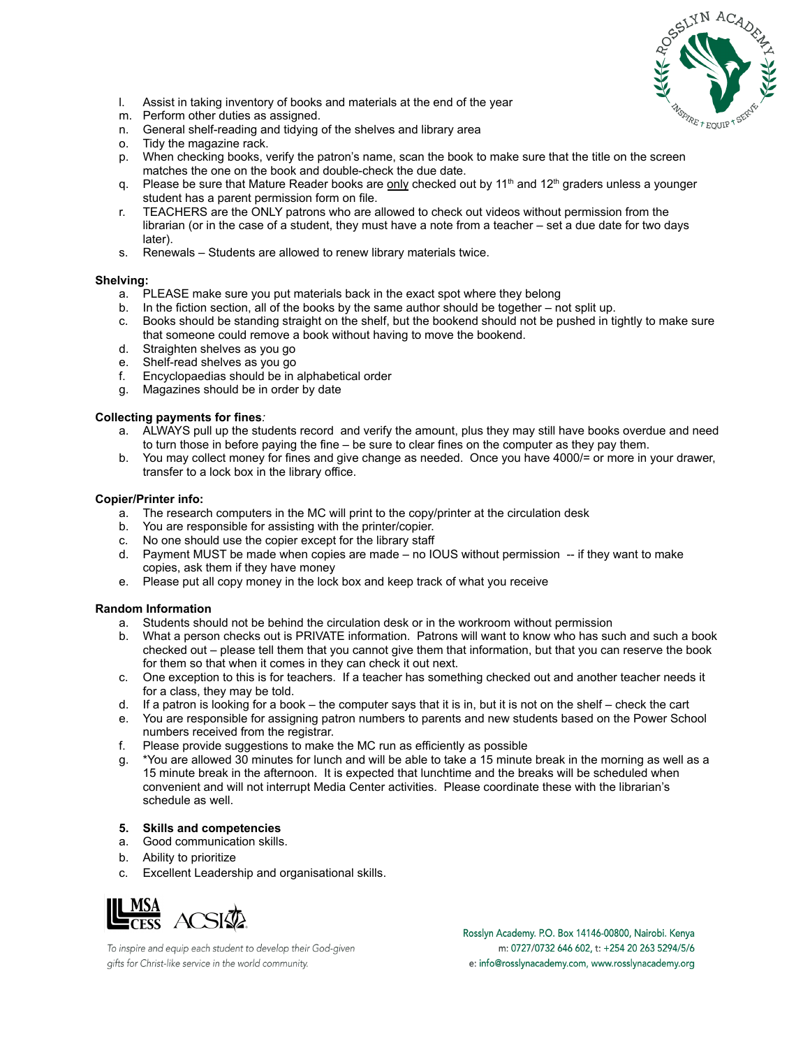l. Assist in taking inventory of books and materials at the end of the year
m. Perform other duties as assigned.
n. General shelf-reading and tidying of the shelves and library area
o. Tidy the magazine rack.
p. When checking books, verify the patron's name, scan the book to make sure that the title on the screen matches the one on the book and double-check the due date.
q. Please be sure that Mature Reader books are only checked out by 11th and 12th graders unless a younger student has a parent permission form on file.
r. TEACHERS are the ONLY patrons who are allowed to check out videos without permission from the librarian (or in the case of a student, they must have a note from a teacher – set a due date for two days later).
s. Renewals – Students are allowed to renew library materials twice.

**Shelving:**

a. PLEASE make sure you put materials back in the exact spot where they belong
b. In the fiction section, all of the books by the same author should be together – not split up.
c. Books should be standing straight on the shelf, but the bookend should not be pushed in tightly to make sure that someone could remove a book without having to move the bookend.
d. Straighten shelves as you go
e. Shelf-read shelves as you go
f. Encyclopaedias should be in alphabetical order
g. Magazines should be in order by date

**Collecting payments for fines***:*

a. ALWAYS pull up the students record and verify the amount, plus they may still have books overdue and need to turn those in before paying the fine – be sure to clear fines on the computer as they pay them.
b. You may collect money for fines and give change as needed. Once you have 4000/= or more in your drawer, transfer to a lock box in the library office.

**Copier/Printer info:**

a. The research computers in the MC will print to the copy/printer at the circulation desk
b. You are responsible for assisting with the printer/copier.
c. No one should use the copier except for the library staff
d. Payment MUST be made when copies are made – no IOUS without permission -- if they want to make copies, ask them if they have money
e. Please put all copy money in the lock box and keep track of what you receive

**Random Information**

a. Students should not be behind the circulation desk or in the workroom without permission
b. What a person checks out is PRIVATE information. Patrons will want to know who has such and such a book checked out – please tell them that you cannot give them that information, but that you can reserve the book for them so that when it comes in they can check it out next.
c. One exception to this is for teachers. If a teacher has something checked out and another teacher needs it for a class, they may be told.
d. If a patron is looking for a book – the computer says that it is in, but it is not on the shelf – check the cart
e. You are responsible for assigning patron numbers to parents and new students based on the Power School numbers received from the registrar.
f. Please provide suggestions to make the MC run as efficiently as possible
g. *You are allowed 30 minutes for lunch and will be able to take a 15 minute break in the morning as well as a 15 minute break in the afternoon. It is expected that lunchtime and the breaks will be scheduled when convenient and will not interrupt Media Center activities. Please coordinate these with the librarian's schedule as well.

**5. Skills and competencies**

a. Good communication skills.
b. Ability to prioritize
c. Excellent Leadership and organisational skills.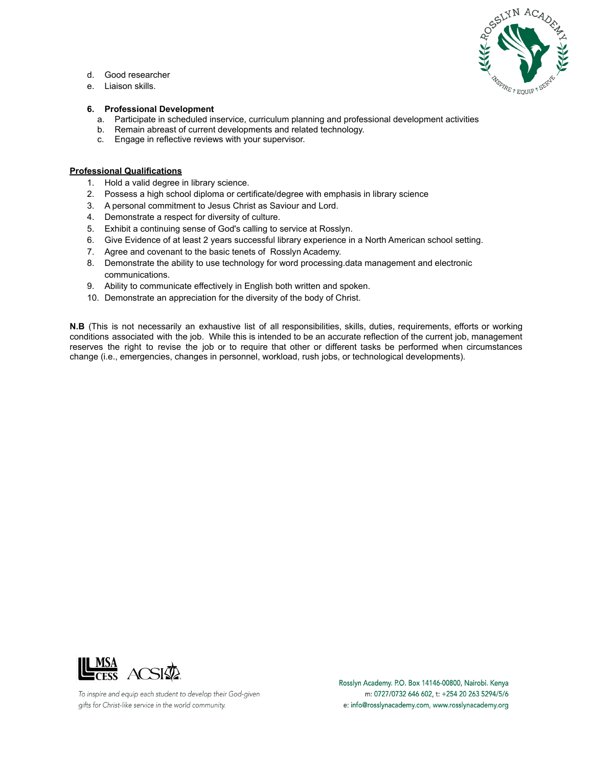d. Good researcher
e. Liaison skills.

**6. Professional Development**

a. Participate in scheduled inservice, curriculum planning and professional development activities
b. Remain abreast of current developments and related technology.
c. Engage in reflective reviews with your supervisor.

**Professional Qualifications**

1. Hold a valid degree in library science.
2. Possess a high school diploma or certificate/degree with emphasis in library science
3. A personal commitment to Jesus Christ as Saviour and Lord.
4. Demonstrate a respect for diversity of culture.
5. Exhibit a continuing sense of God's calling to service at Rosslyn.
6. Give Evidence of at least 2 years successful library experience in a North American school setting.
7. Agree and covenant to the basic tenets of Rosslyn Academy.
8. Demonstrate the ability to use technology for word processing.data management and electronic communications.
9. Ability to communicate effectively in English both written and spoken.
10. Demonstrate an appreciation for the diversity of the body of Christ.

**N.B** (This is not necessarily an exhaustive list of all responsibilities, skills, duties, requirements, efforts or working conditions associated with the job. While this is intended to be an accurate reflection of the current job, management reserves the right to revise the job or to require that other or different tasks be performed when circumstances change (i.e., emergencies, changes in personnel, workload, rush jobs, or technological developments).